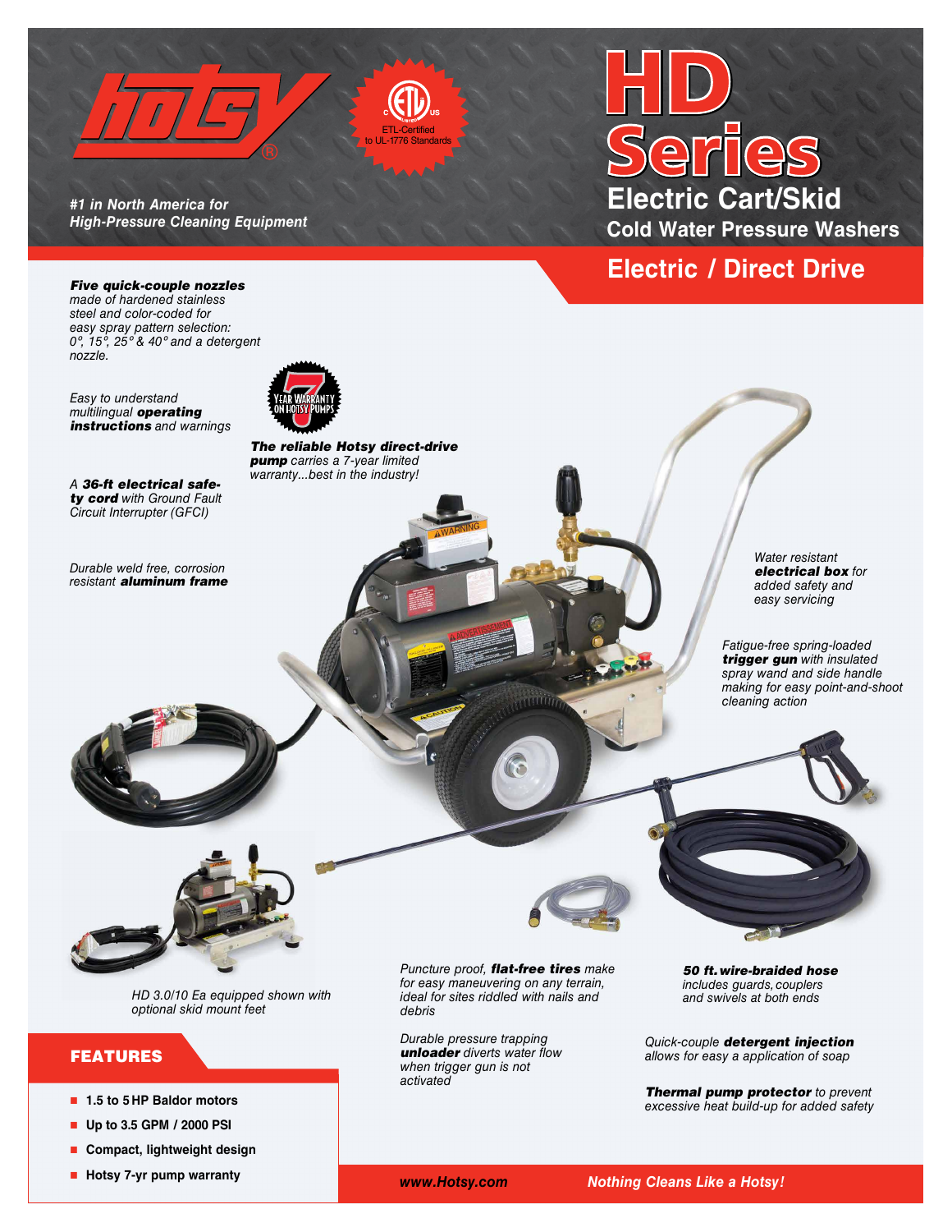# HD Series

## Electric Cart/Skid

### Cold Water Pressure Washers

### Electric / Direct Drive

ETL-Certified to UL-1776 Standards

*#1 in North America for High-Pressure Cleaning Equipment*

***Five quick-couple nozzles*** *made of hardened stainless steel and color-coded for easy spray pattern selection: 0°, 15°, 25° & 40° and a detergent nozzle.*

*Easy to understand multilingual* ***operating instructions*** *and warnings*

7 YEAR WARRANTY ON HOTSY PUMPS

***The reliable Hotsy direct-drive pump*** *carries a 7-year limited warranty...best in the industry!*

*A* ***36-ft electrical safety cord*** *with Ground Fault Circuit Interrupter (GFCI)*

*Durable weld free, corrosion resistant* ***aluminum frame***

*Water resistant* ***electrical box*** *for added safety and easy servicing*

*Fatigue-free spring-loaded* ***trigger gun*** *with insulated spray wand and side handle making for easy point-and-shoot cleaning action*

*HD 3.0/10 Ea equipped shown with optional skid mount feet*

*Puncture proof,* ***flat-free tires*** *make for easy maneuvering on any terrain, ideal for sites riddled with nails and debris*

***50 ft. wire-braided hose*** *includes guards, couplers and swivels at both ends*

*Durable pressure trapping* ***unloader*** *diverts water flow when trigger gun is not activated*

*Quick-couple* ***detergent injection*** *allows for easy a application of soap*

***Thermal pump protector*** *to prevent excessive heat build-up for added safety*

## FEATURES

- 1.5 to 5 HP Baldor motors
- Up to 3.5 GPM / 2000 PSI
- Compact, lightweight design
- Hotsy 7-yr pump warranty

*www.Hotsy.com* *Nothing Cleans Like a Hotsy!*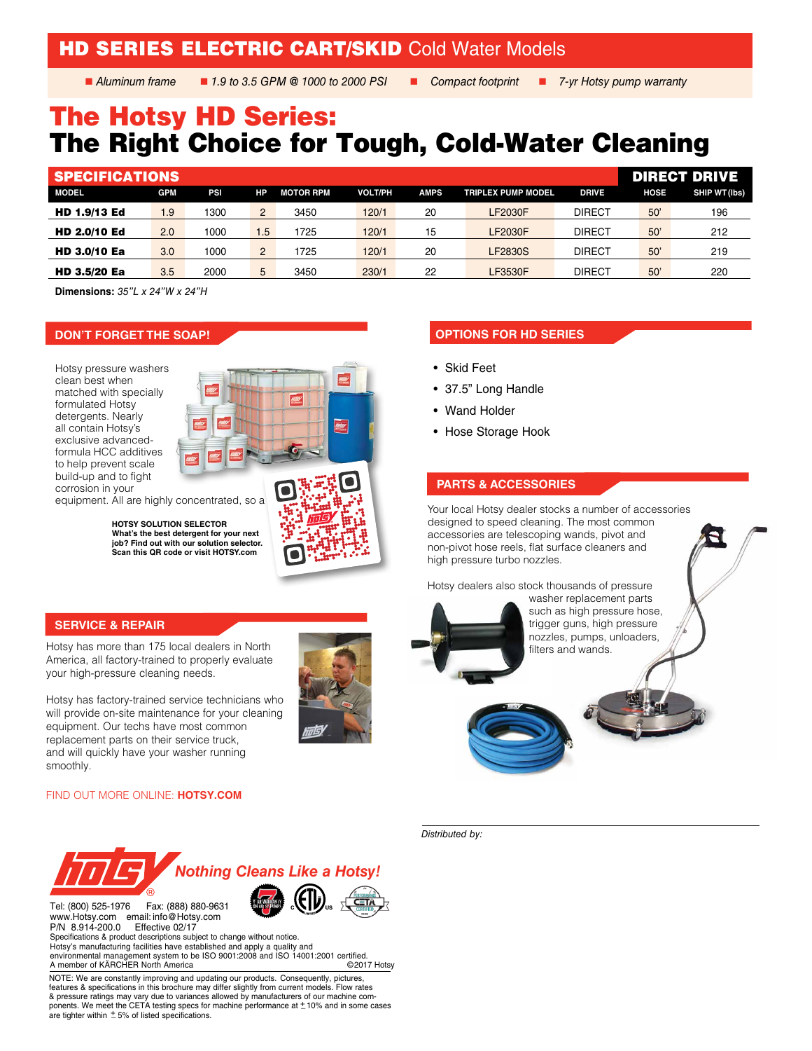# HD SERIES ELECTRIC CART/SKID Cold Water Models

- *Aluminum frame*
- *1.9 to 3.5 GPM @ 1000 to 2000 PSI*
- *Compact footprint*
- *7-yr Hotsy pump warranty*

# The Hotsy HD Series: The Right Choice for Tough, Cold-Water Cleaning

## SPECIFICATIONS

| SPECIFICATIONS | | | | | | | | | DIRECT DRIVE | |
|---|---|---|---|---|---|---|---|---|---|---|
| MODEL | GPM | PSI | HP | MOTOR RPM | VOLT/PH | AMPS | TRIPLEX PUMP MODEL | DRIVE | HOSE | SHIP WT (lbs) |
| **HD 1.9/13 Ed** | 1.9 | 1300 | 2 | 3450 | 120/1 | 20 | LF2030F | DIRECT | 50' | 196 |
| **HD 2.0/10 Ed** | 2.0 | 1000 | 1.5 | 1725 | 120/1 | 15 | LF2030F | DIRECT | 50' | 212 |
| **HD 3.0/10 Ea** | 3.0 | 1000 | 2 | 1725 | 120/1 | 20 | LF2830S | DIRECT | 50' | 219 |
| **HD 3.5/20 Ea** | 3.5 | 2000 | 5 | 3450 | 230/1 | 22 | LF3530F | DIRECT | 50' | 220 |

**Dimensions:** *35"L x 24"W x 24"H*

## DON'T FORGET THE SOAP!

Hotsy pressure washers clean best when matched with specially formulated Hotsy detergents. Nearly all contain Hotsy's exclusive advanced-formula HCC additives to help prevent scale build-up and to fight corrosion in your equipment. All are highly concentrated, so a

**HOTSY SOLUTION SELECTOR**
**What's the best detergent for your next job? Find out with our solution selector. Scan this QR code or visit HOTSY.com**

## SERVICE & REPAIR

Hotsy has more than 175 local dealers in North America, all factory-trained to properly evaluate your high-pressure cleaning needs.

Hotsy has factory-trained service technicians who will provide on-site maintenance for your cleaning equipment. Our techs have most common replacement parts on their service truck, and will quickly have your washer running smoothly.

FIND OUT MORE ONLINE: **HOTSY.COM**

## OPTIONS FOR HD SERIES

- Skid Feet
- 37.5" Long Handle
- Wand Holder
- Hose Storage Hook

## PARTS & ACCESSORIES

Your local Hotsy dealer stocks a number of accessories designed to speed cleaning. The most common accessories are telescoping wands, pivot and non-pivot hose reels, flat surface cleaners and high pressure turbo nozzles.

Hotsy dealers also stock thousands of pressure washer replacement parts such as high pressure hose, trigger guns, high pressure nozzles, pumps, unloaders, filters and wands.

*Distributed by:*

*Nothing Cleans Like a Hotsy!*

Tel: (800) 525-1976 Fax: (888) 880-9631
www.Hotsy.com email: info@Hotsy.com
P/N 8.914-200.0 Effective 02/17
Specifications & product descriptions subject to change without notice.
Hotsy's manufacturing facilities have established and apply a quality and environmental management system to be ISO 9001:2008 and ISO 14001:2001 certified.
A member of KÄRCHER North America ©2017 Hotsy

NOTE: We are constantly improving and updating our products. Consequently, pictures, features & specifications in this brochure may differ slightly from current models. Flow rates & pressure ratings may vary due to variances allowed by manufacturers of our machine components. We meet the CETA testing specs for machine performance at ±10% and in some cases are tighter within ± 5% of listed specifications.